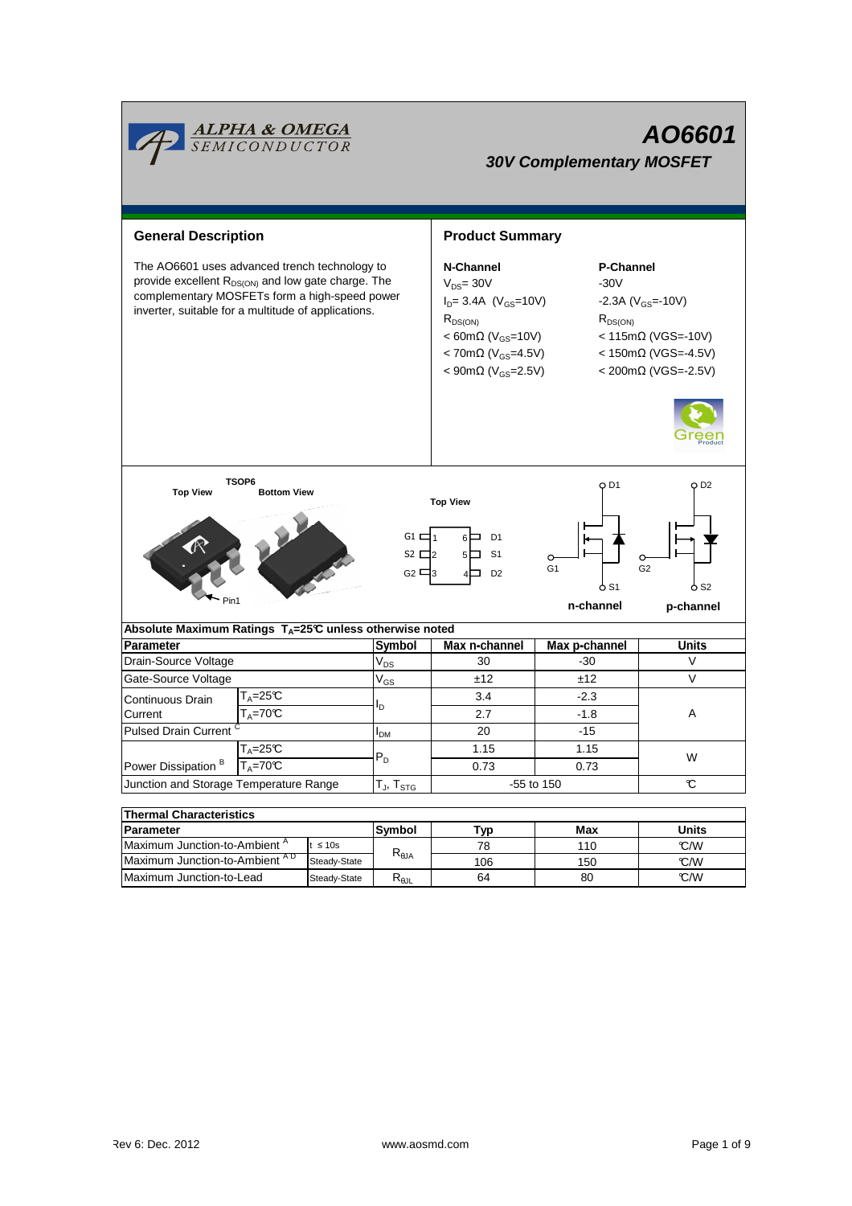# AO6601

## 30V Complementary MOSFET

## General Description

The AO6601 uses advanced trench technology to provide excellent $R_{DS(ON)}$ and low gate charge. The complementary MOSFETs form a high-speed power inverter, suitable for a multitude of applications.

## Product Summary

**N-Channel**

$V_{DS}$= 30V

$I_D$= 3.4A ($V_{GS}$=10V)

$R_{DS(ON)}$

< 60mΩ ($V_{GS}$=10V)

< 70mΩ ($V_{GS}$=4.5V)

< 90mΩ ($V_{GS}$=2.5V)

**P-Channel**

-30V

-2.3A ($V_{GS}$=-10V)

$R_{DS(ON)}$

< 115mΩ (VGS=-10V)

< 150mΩ (VGS=-4.5V)

< 200mΩ (VGS=-2.5V)

TSOP6

Top View

Bottom View

Pin1

Top View

G1 1 6 D1

S2 2 5 S1

G2 3 4 D2

D1 G1 S1 n-channel

D2 G2 S2 p-channel

**Absolute Maximum Ratings $T_A$=25°C unless otherwise noted**

| Parameter | | Symbol | Max n-channel | Max p-channel | Units |
|---|---|---|---|---|---|
| Drain-Source Voltage | | $V_{DS}$ | 30 | -30 | V |
| Gate-Source Voltage | | $V_{GS}$ | ±12 | ±12 | V |
| Continuous Drain Current | $T_A$=25°C | $I_D$ | 3.4 | -2.3 | A |
| | $T_A$=70°C | | 2.7 | -1.8 | |
| Pulsed Drain Current [C] | | $I_{DM}$ | 20 | -15 | |
| Power Dissipation [B] | $T_A$=25°C | $P_D$ | 1.15 | 1.15 | W |
| | $T_A$=70°C | | 0.73 | 0.73 | |
| Junction and Storage Temperature Range | | $T_J$, $T_{STG}$ | -55 to 150 | | °C |

**Thermal Characteristics**

| Parameter | | Symbol | Typ | Max | Units |
|---|---|---|---|---|---|
| Maximum Junction-to-Ambient [A] | t ≤ 10s | $R_{\theta JA}$ | 78 | 110 | °C/W |
| Maximum Junction-to-Ambient [A D] | Steady-State | | 106 | 150 | °C/W |
| Maximum Junction-to-Lead | Steady-State | $R_{\theta JL}$ | 64 | 80 | °C/W |

Rev 6: Dec. 2012 www.aosmd.com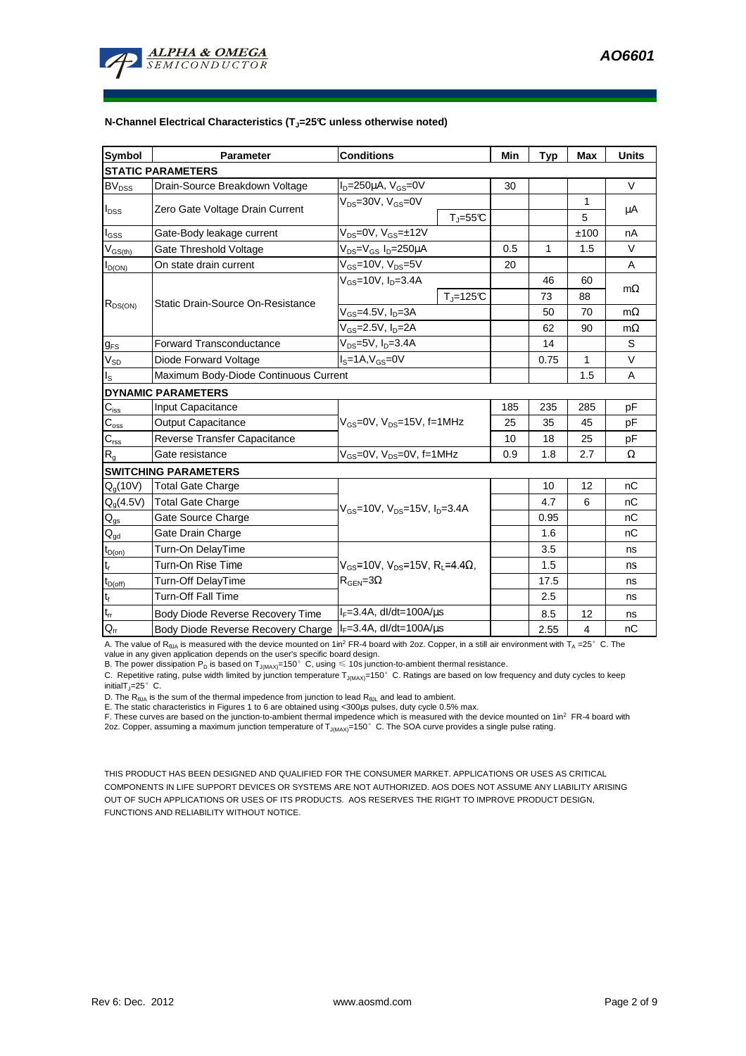**N-Channel Electrical Characteristics ($T_J$=25°C unless otherwise noted)**

| Symbol | Parameter | Conditions | | Min | Typ | Max | Units |
|---|---|---|---|---|---|---|---|
| **STATIC PARAMETERS** | | | | | | | |
| $BV_{DSS}$ | Drain-Source Breakdown Voltage | $I_D$=250µA, $V_{GS}$=0V | | 30 | | | V |
| $I_{DSS}$ | Zero Gate Voltage Drain Current | $V_{DS}$=30V, $V_{GS}$=0V | | | | 1 | µA |
| | | | $T_J$=55°C | | | 5 | |
| $I_{GSS}$ | Gate-Body leakage current | $V_{DS}$=0V, $V_{GS}$=±12V | | | | ±100 | nA |
| $V_{GS(th)}$ | Gate Threshold Voltage | $V_{DS}$=$V_{GS}$ $I_D$=250µA | | 0.5 | 1 | 1.5 | V |
| $I_{D(ON)}$ | On state drain current | $V_{GS}$=10V, $V_{DS}$=5V | | 20 | | | A |
| $R_{DS(ON)}$ | Static Drain-Source On-Resistance | $V_{GS}$=10V, $I_D$=3.4A | | | 46 | 60 | mΩ |
| | | | $T_J$=125°C | | 73 | 88 | |
| | | $V_{GS}$=4.5V, $I_D$=3A | | | 50 | 70 | mΩ |
| | | $V_{GS}$=2.5V, $I_D$=2A | | | 62 | 90 | mΩ |
| $g_{FS}$ | Forward Transconductance | $V_{DS}$=5V, $I_D$=3.4A | | | 14 | | S |
| $V_{SD}$ | Diode Forward Voltage | $I_S$=1A,$V_{GS}$=0V | | | 0.75 | 1 | V |
| $I_S$ | Maximum Body-Diode Continuous Current | | | | | 1.5 | A |
| **DYNAMIC PARAMETERS** | | | | | | | |
| $C_{iss}$ | Input Capacitance | $V_{GS}$=0V, $V_{DS}$=15V, f=1MHz | | 185 | 235 | 285 | pF |
| $C_{oss}$ | Output Capacitance | | | 25 | 35 | 45 | pF |
| $C_{rss}$ | Reverse Transfer Capacitance | | | 10 | 18 | 25 | pF |
| $R_g$ | Gate resistance | $V_{GS}$=0V, $V_{DS}$=0V, f=1MHz | | 0.9 | 1.8 | 2.7 | Ω |
| **SWITCHING PARAMETERS** | | | | | | | |
| $Q_g$(10V) | Total Gate Charge | $V_{GS}$=10V, $V_{DS}$=15V, $I_D$=3.4A | | | 10 | 12 | nC |
| $Q_g$(4.5V) | Total Gate Charge | | | | 4.7 | 6 | nC |
| $Q_{gs}$ | Gate Source Charge | | | | 0.95 | | nC |
| $Q_{gd}$ | Gate Drain Charge | | | | 1.6 | | nC |
| $t_{D(on)}$ | Turn-On DelayTime | $V_{GS}$=10V, $V_{DS}$=15V, $R_L$=4.4Ω, $R_{GEN}$=3Ω | | | 3.5 | | ns |
| $t_r$ | Turn-On Rise Time | | | | 1.5 | | ns |
| $t_{D(off)}$ | Turn-Off DelayTime | | | | 17.5 | | ns |
| $t_f$ | Turn-Off Fall Time | | | | 2.5 | | ns |
| $t_{rr}$ | Body Diode Reverse Recovery Time | $I_F$=3.4A, dI/dt=100A/µs | | | 8.5 | 12 | ns |
| $Q_{rr}$ | Body Diode Reverse Recovery Charge | $I_F$=3.4A, dI/dt=100A/µs | | | 2.55 | 4 | nC |

A. The value of $R_{\theta JA}$ is measured with the device mounted on 1in² FR-4 board with 2oz. Copper, in a still air environment with $T_A$ =25° C. The value in any given application depends on the user's specific board design.

B. The power dissipation $P_D$ is based on $T_{J(MAX)}$=150° C, using ≤ 10s junction-to-ambient thermal resistance.

C. Repetitive rating, pulse width limited by junction temperature $T_{J(MAX)}$=150° C. Ratings are based on low frequency and duty cycles to keep initial $T_J$=25° C.

D. The $R_{\theta JA}$ is the sum of the thermal impedence from junction to lead $R_{\theta JL}$ and lead to ambient.

E. The static characteristics in Figures 1 to 6 are obtained using <300µs pulses, duty cycle 0.5% max.

F. These curves are based on the junction-to-ambient thermal impedence which is measured with the device mounted on 1in² FR-4 board with 2oz. Copper, assuming a maximum junction temperature of $T_{J(MAX)}$=150° C. The SOA curve provides a single pulse rating.

THIS PRODUCT HAS BEEN DESIGNED AND QUALIFIED FOR THE CONSUMER MARKET. APPLICATIONS OR USES AS CRITICAL COMPONENTS IN LIFE SUPPORT DEVICES OR SYSTEMS ARE NOT AUTHORIZED. AOS DOES NOT ASSUME ANY LIABILITY ARISING OUT OF SUCH APPLICATIONS OR USES OF ITS PRODUCTS. AOS RESERVES THE RIGHT TO IMPROVE PRODUCT DESIGN, FUNCTIONS AND RELIABILITY WITHOUT NOTICE.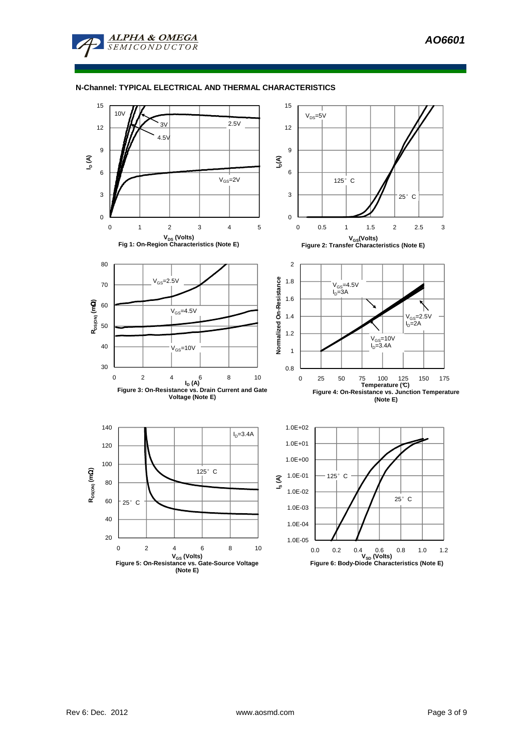## N-Channel: TYPICAL ELECTRICAL AND THERMAL CHARACTERISTICS

15
12
9
6
3
0
0 1 2 3 4 5
$I_D$ (A)
$V_{DS}$ (Volts)
10V
3V
4.5V
2.5V
$V_{GS}$=2V

Fig 1: On-Region Characteristics (Note E)

15
12
9
6
3
0
0 0.5 1 1.5 2 2.5 3
$I_D$(A)
$V_{GS}$(Volts)
$V_{DS}$=5V
125° C
25° C

Figure 2: Transfer Characteristics (Note E)

80
70
60
50
40
30
0 2 4 6 8 10
$R_{DS(ON)}$ (mΩ)
$I_D$ (A)
$V_{GS}$=2.5V
$V_{GS}$=4.5V
$V_{GS}$=10V

Figure 3: On-Resistance vs. Drain Current and Gate Voltage (Note E)

2
1.8
1.6
1.4
1.2
1
0.8
0 25 50 75 100 125 150 175
Normalized On-Resistance
Temperature (°C)
$V_{GS}$=4.5V
$I_D$=3A
$V_{GS}$=2.5V
$I_D$=2A
$V_{GS}$=10V
$I_D$=3.4A

Figure 4: On-Resistance vs. Junction Temperature (Note E)

140
120
100
80
60
40
20
0 2 4 6 8 10
$R_{DS(ON)}$ (mΩ)
$V_{GS}$ (Volts)
$I_D$=3.4A
125° C
25° C

Figure 5: On-Resistance vs. Gate-Source Voltage (Note E)

1.0E+02
1.0E+01
1.0E+00
1.0E-01
1.0E-02
1.0E-03
1.0E-04
1.0E-05
0.0 0.2 0.4 0.6 0.8 1.0 1.2
$I_S$ (A)
$V_{SD}$ (Volts)
125° C
25° C

Figure 6: Body-Diode Characteristics (Note E)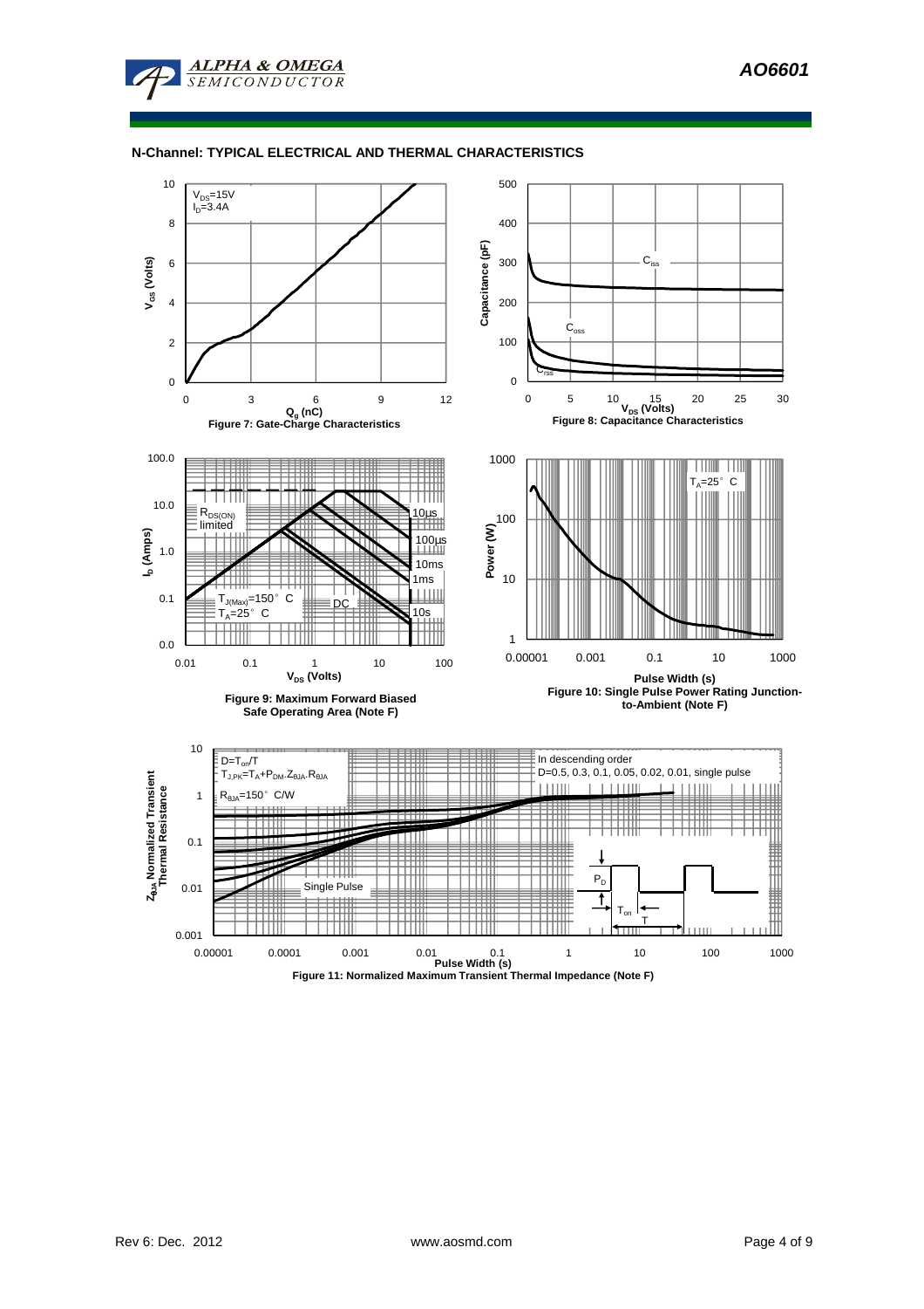## N-Channel: TYPICAL ELECTRICAL AND THERMAL CHARACTERISTICS

$V_{DS}$=15V
$I_D$=3.4A

$V_{GS}$ (Volts)

0 2 4 6 8 10

0 3 6 9 12

$Q_g$ (nC)

Figure 7: Gate-Charge Characteristics

Capacitance (pF)

0 100 200 300 400 500

$C_{iss}$

$C_{oss}$

$C_{rss}$

0 5 10 15 20 25 30

$V_{DS}$ (Volts)

Figure 8: Capacitance Characteristics

$I_D$ (Amps)

0.0 0.1 1.0 10.0 100.0

$R_{DS(ON)}$ limited

10µs

100µs

10ms

1ms

$T_{J(Max)}$=150° C
$T_A$=25° C

DC

10s

0.01 0.1 1 10 100

$V_{DS}$ (Volts)

Figure 9: Maximum Forward Biased Safe Operating Area (Note F)

Power (W)

1 10 100 1000

$T_A$=25° C

0.00001 0.001 0.1 10 1000

Pulse Width (s)

Figure 10: Single Pulse Power Rating Junction-to-Ambient (Note F)

$Z_{\theta JA}$ Normalized Transient Thermal Resistance

0.001 0.01 0.1 1 10

D=$T_{on}$/T
$T_{J,PK}$=$T_A$+$P_{DM}$.$Z_{\theta JA}$.$R_{\theta JA}$
$R_{\theta JA}$=150° C/W

In descending order
D=0.5, 0.3, 0.1, 0.05, 0.02, 0.01, single pulse

Single Pulse

$P_D$

$T_{on}$

T

0.00001 0.0001 0.001 0.01 0.1 1 10 100 1000

Pulse Width (s)

Figure 11: Normalized Maximum Transient Thermal Impedance (Note F)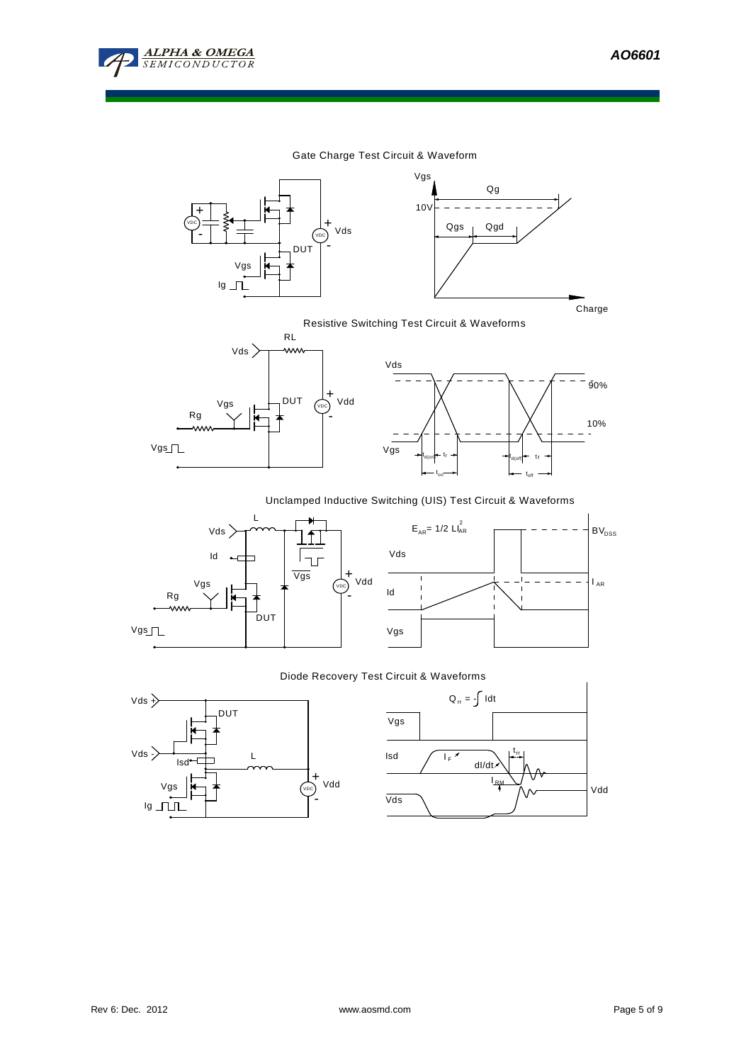Gate Charge Test Circuit & Waveform

+
VDC
-
DUT
+
VDC Vds
-
Vgs
Ig

Vgs
Qg
10V
Qgs
Qgd
Charge

Resistive Switching Test Circuit & Waveforms

RL
Vds
Vgs
DUT
+
VDC Vdd
-
Rg
Vgs

Vds
90%
10%
Vgs
$t_{d(on)}$
$t_r$
$t_{on}$
$t_{d(off)}$
$t_f$
$t_{off}$

Unclamped Inductive Switching (UIS) Test Circuit & Waveforms

L
Vds
Id
Vgs
+
VDC Vdd
-
Vgs
Rg
DUT
Vgs

$E_{AR} = 1/2\ LI_{AR}^2$
$BV_{DSS}$
Vds
Id
$I_{AR}$
Vgs

Diode Recovery Test Circuit & Waveforms

Vds +
DUT
Vds -
Isd
L
+
VDC Vdd
-
Vgs
Ig

$Q_{rr} = -\int Idt$
Vgs
Isd
$I_F$
dI/dt
$t_{rr}$
$I_{RM}$
Vdd
Vds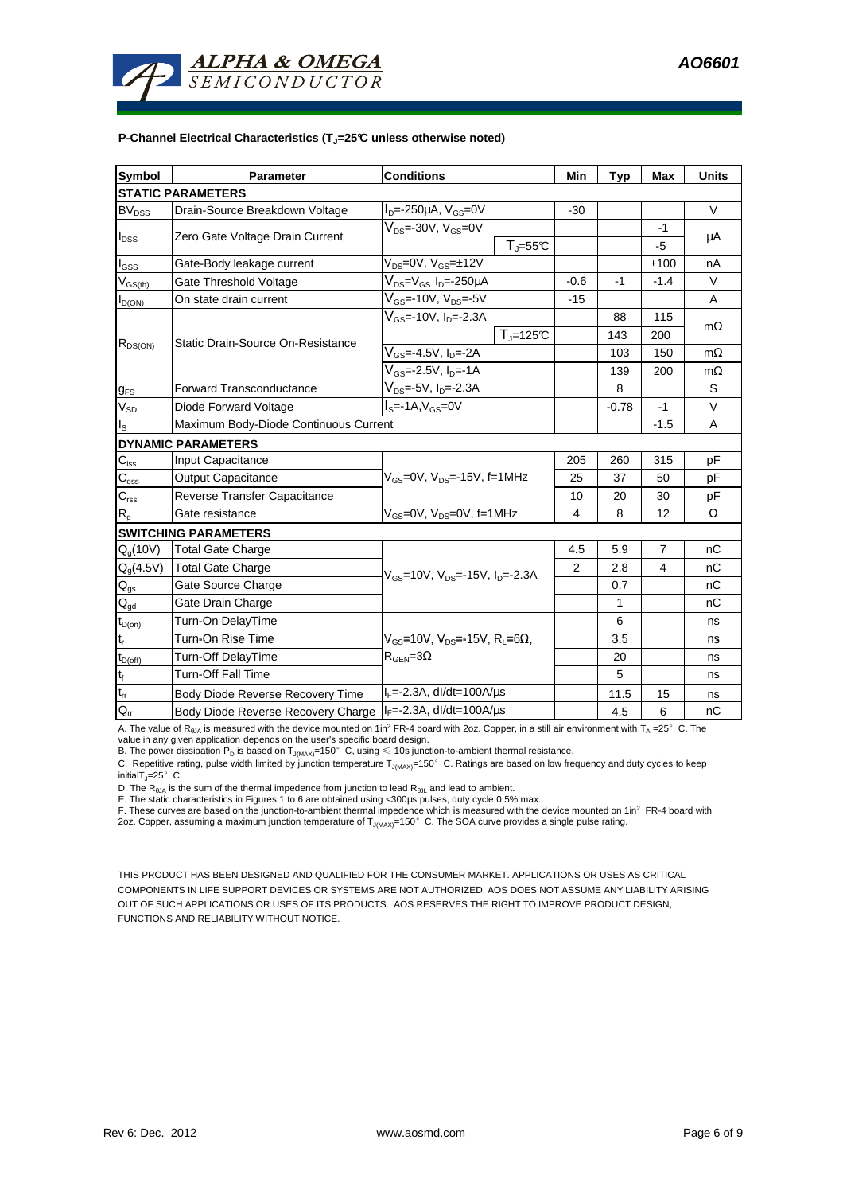**P-Channel Electrical Characteristics ($T_J$=25°C unless otherwise noted)**

| Symbol | Parameter | Conditions | | Min | Typ | Max | Units |
|---|---|---|---|---|---|---|---|
| **STATIC PARAMETERS** | | | | | | | |
| $BV_{DSS}$ | Drain-Source Breakdown Voltage | $I_D$=-250µA, $V_{GS}$=0V | | -30 | | | V |
| $I_{DSS}$ | Zero Gate Voltage Drain Current | $V_{DS}$=-30V, $V_{GS}$=0V | | | | -1 | µA |
| | | | $T_J$=55°C | | | -5 | |
| $I_{GSS}$ | Gate-Body leakage current | $V_{DS}$=0V, $V_{GS}$=±12V | | | | ±100 | nA |
| $V_{GS(th)}$ | Gate Threshold Voltage | $V_{DS}$=$V_{GS}$ $I_D$=-250µA | | -0.6 | -1 | -1.4 | V |
| $I_{D(ON)}$ | On state drain current | $V_{GS}$=-10V, $V_{DS}$=-5V | | -15 | | | A |
| $R_{DS(ON)}$ | Static Drain-Source On-Resistance | $V_{GS}$=-10V, $I_D$=-2.3A | | | 88 | 115 | mΩ |
| | | | $T_J$=125°C | | 143 | 200 | |
| | | $V_{GS}$=-4.5V, $I_D$=-2A | | | 103 | 150 | mΩ |
| | | $V_{GS}$=-2.5V, $I_D$=-1A | | | 139 | 200 | mΩ |
| $g_{FS}$ | Forward Transconductance | $V_{DS}$=-5V, $I_D$=-2.3A | | | 8 | | S |
| $V_{SD}$ | Diode Forward Voltage | $I_S$=-1A, $V_{GS}$=0V | | | -0.78 | -1 | V |
| $I_S$ | Maximum Body-Diode Continuous Current | | | | | -1.5 | A |
| **DYNAMIC PARAMETERS** | | | | | | | |
| $C_{iss}$ | Input Capacitance | $V_{GS}$=0V, $V_{DS}$=-15V, f=1MHz | | 205 | 260 | 315 | pF |
| $C_{oss}$ | Output Capacitance | | | 25 | 37 | 50 | pF |
| $C_{rss}$ | Reverse Transfer Capacitance | | | 10 | 20 | 30 | pF |
| $R_g$ | Gate resistance | $V_{GS}$=0V, $V_{DS}$=0V, f=1MHz | | 4 | 8 | 12 | Ω |
| **SWITCHING PARAMETERS** | | | | | | | |
| $Q_g$(10V) | Total Gate Charge | $V_{GS}$=10V, $V_{DS}$=-15V, $I_D$=-2.3A | | 4.5 | 5.9 | 7 | nC |
| $Q_g$(4.5V) | Total Gate Charge | | | 2 | 2.8 | 4 | nC |
| $Q_{gs}$ | Gate Source Charge | | | | 0.7 | | nC |
| $Q_{gd}$ | Gate Drain Charge | | | | 1 | | nC |
| $t_{D(on)}$ | Turn-On DelayTime | $V_{GS}$=10V, $V_{DS}$=-15V, $R_L$=6Ω, $R_{GEN}$=3Ω | | | 6 | | ns |
| $t_r$ | Turn-On Rise Time | | | | 3.5 | | ns |
| $t_{D(off)}$ | Turn-Off DelayTime | | | | 20 | | ns |
| $t_f$ | Turn-Off Fall Time | | | | 5 | | ns |
| $t_{rr}$ | Body Diode Reverse Recovery Time | $I_F$=-2.3A, dI/dt=100A/µs | | | 11.5 | 15 | ns |
| $Q_{rr}$ | Body Diode Reverse Recovery Charge | $I_F$=-2.3A, dI/dt=100A/µs | | | 4.5 | 6 | nC |

A. The value of $R_{\theta JA}$ is measured with the device mounted on 1in² FR-4 board with 2oz. Copper, in a still air environment with $T_A$ =25° C. The value in any given application depends on the user's specific board design.
B. The power dissipation $P_D$ is based on $T_{J(MAX)}$=150° C, using ≤ 10s junction-to-ambient thermal resistance.
C. Repetitive rating, pulse width limited by junction temperature $T_{J(MAX)}$=150° C. Ratings are based on low frequency and duty cycles to keep initial $T_J$=25° C.
D. The $R_{\theta JA}$ is the sum of the thermal impedence from junction to lead $R_{\theta JL}$ and lead to ambient.
E. The static characteristics in Figures 1 to 6 are obtained using <300µs pulses, duty cycle 0.5% max.
F. These curves are based on the junction-to-ambient thermal impedence which is measured with the device mounted on 1in² FR-4 board with 2oz. Copper, assuming a maximum junction temperature of $T_{J(MAX)}$=150° C. The SOA curve provides a single pulse rating.

THIS PRODUCT HAS BEEN DESIGNED AND QUALIFIED FOR THE CONSUMER MARKET. APPLICATIONS OR USES AS CRITICAL COMPONENTS IN LIFE SUPPORT DEVICES OR SYSTEMS ARE NOT AUTHORIZED. AOS DOES NOT ASSUME ANY LIABILITY ARISING OUT OF SUCH APPLICATIONS OR USES OF ITS PRODUCTS. AOS RESERVES THE RIGHT TO IMPROVE PRODUCT DESIGN, FUNCTIONS AND RELIABILITY WITHOUT NOTICE.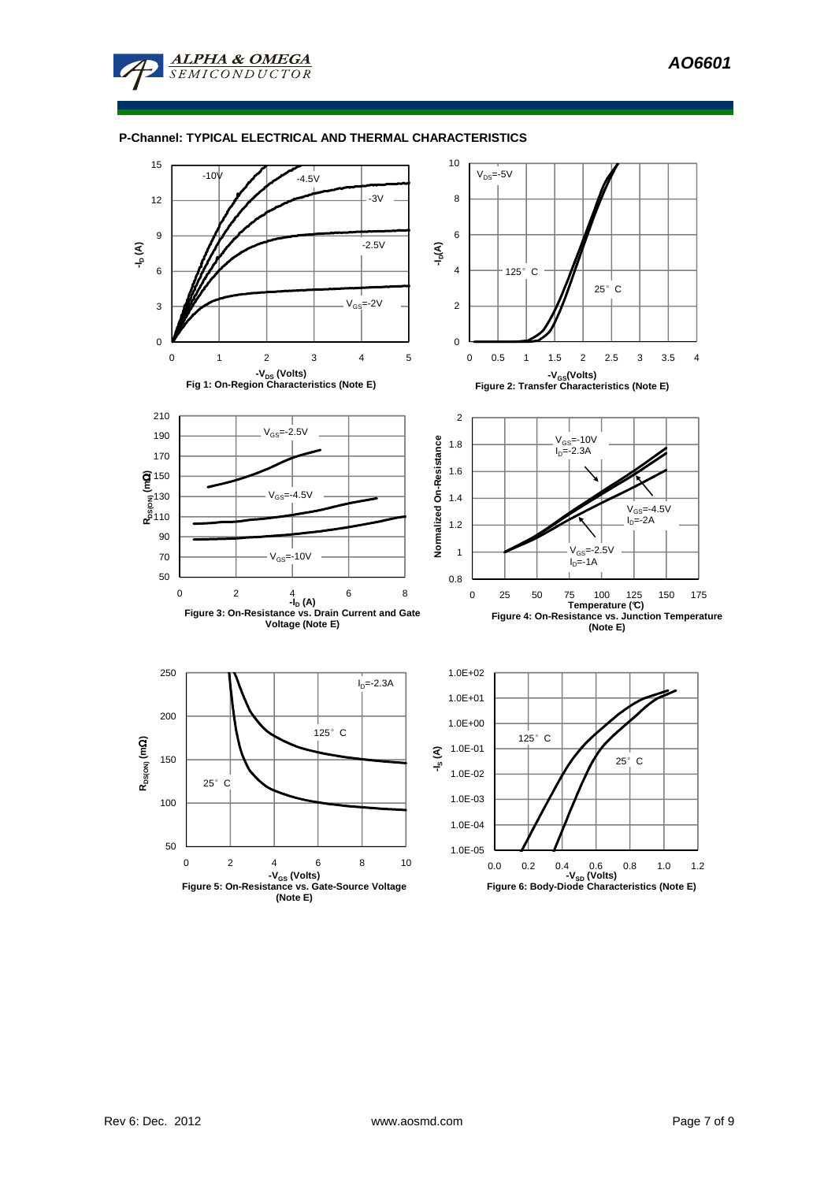## P-Channel: TYPICAL ELECTRICAL AND THERMAL CHARACTERISTICS

15
12
9
6
3
0
0 1 2 3 4 5
$-I_D$ (A)
$-V_{DS}$ (Volts)
-10V
-4.5V
-3V
-2.5V
$V_{GS}$=-2V

Fig 1: On-Region Characteristics (Note E)

10
8
6
4
2
0
0 0.5 1 1.5 2 2.5 3 3.5 4
$-I_D$(A)
$-V_{GS}$(Volts)
$V_{DS}$=-5V
125° C
25° C

Figure 2: Transfer Characteristics (Note E)

210
190
170
150
130
110
90
70
50
0 2 4 6 8
$R_{DS(ON)}$ (mΩ)
$-I_D$ (A)
$V_{GS}$=-2.5V
$V_{GS}$=-4.5V
$V_{GS}$=-10V

Figure 3: On-Resistance vs. Drain Current and Gate Voltage (Note E)

2
1.8
1.6
1.4
1.2
1
0.8
0 25 50 75 100 125 150 175
Normalized On-Resistance
Temperature (°C)
$V_{GS}$=-10V
$I_D$=-2.3A
$V_{GS}$=-4.5V
$I_D$=-2A
$V_{GS}$=-2.5V
$I_D$=-1A

Figure 4: On-Resistance vs. Junction Temperature (Note E)

250
200
150
100
50
0 2 4 6 8 10
$R_{DS(ON)}$ (mΩ)
$-V_{GS}$ (Volts)
$I_D$=-2.3A
125° C
25° C

Figure 5: On-Resistance vs. Gate-Source Voltage (Note E)

1.0E+02
1.0E+01
1.0E+00
1.0E-01
1.0E-02
1.0E-03
1.0E-04
1.0E-05
0.0 0.2 0.4 0.6 0.8 1.0 1.2
$-I_S$ (A)
$-V_{SD}$ (Volts)
125° C
25° C

Figure 6: Body-Diode Characteristics (Note E)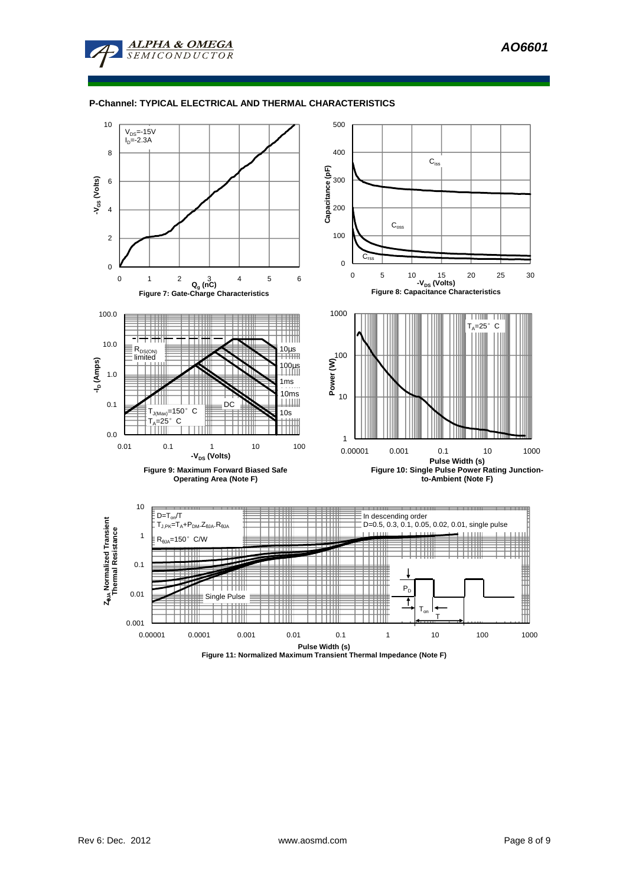## P-Channel: TYPICAL ELECTRICAL AND THERMAL CHARACTERISTICS

$V_{DS}$=-15V
$I_D$=-2.3A

$-V_{GS}$ (Volts)

0
2
4
6
8
10

0
1
2
3
4
5
6

$Q_g$ (nC)

Figure 7: Gate-Charge Characteristics

Capacitance (pF)

0
100
200
300
400
500

0
5
10
15
20
25
30

$-V_{DS}$ (Volts)

$C_{iss}$

$C_{oss}$

$C_{rss}$

Figure 8: Capacitance Characteristics

$-I_D$ (Amps)

0.0
0.1
1.0
10.0
100.0

0.01
0.1
1
10
100

$-V_{DS}$ (Volts)

$R_{DS(ON)}$ limited

10µs
100µs
1ms
10ms
10s
DC

$T_{J(Max)}$=150° C
$T_A$=25° C

Figure 9: Maximum Forward Biased Safe Operating Area (Note F)

Power (W)

1
10
100
1000

0.00001
0.001
0.1
10
1000

Pulse Width (s)

$T_A$=25° C

Figure 10: Single Pulse Power Rating Junction-to-Ambient (Note F)

$Z_{\theta JA}$ Normalized Transient Thermal Resistance

0.001
0.01
0.1
1
10

0.00001
0.0001
0.001
0.01
0.1
1
10
100
1000

Pulse Width (s)

$D=T_{on}/T$
$T_{J,PK}=T_A+P_{DM}.Z_{\theta JA}.R_{\theta JA}$
$R_{\theta JA}$=150° C/W

In descending order
D=0.5, 0.3, 0.1, 0.05, 0.02, 0.01, single pulse

Single Pulse

$P_D$
$T_{on}$
T

Figure 11: Normalized Maximum Transient Thermal Impedance (Note F)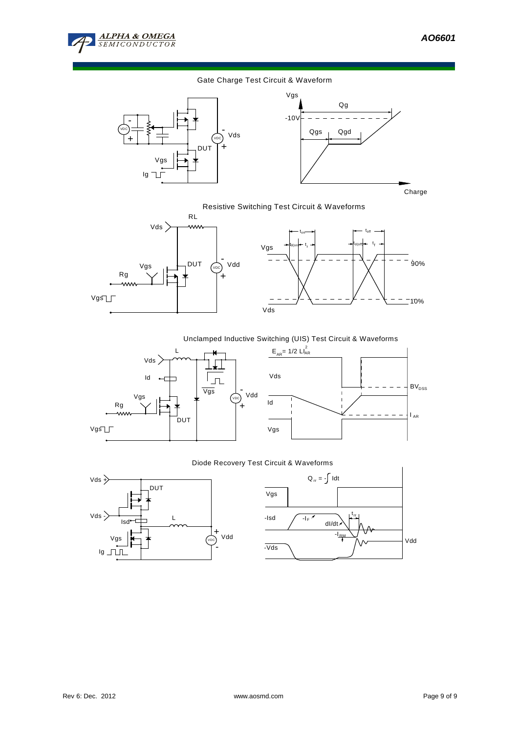## Gate Charge Test Circuit & Waveform

VDC

\-

\+

Vgs

Ig

DUT

VDC

\-

\+

Vds

Vgs

Qg

-10V

Qgs

Qgd

Charge

## Resistive Switching Test Circuit & Waveforms

RL

Vds

Vgs

Rg

Vgs

DUT

VDC

\-

\+

Vdd

$t_{on}$

$t_{off}$

$t_{d(on)}$

$t_r$

$t_{d(off)}$

$t_f$

Vgs

90%

10%

Vds

## Unclamped Inductive Switching (UIS) Test Circuit & Waveforms

L

Vds

Id

Vgs

Rg

Vgs

DUT

Vgs

VDC

\-

\+

Vdd

$E_{AR} = 1/2\ LI_{AR}^2$

Vds

Id

Vgs

$BV_{DSS}$

$I_{AR}$

## Diode Recovery Test Circuit & Waveforms

Vds +

DUT

Vds -

Isd

L

Vgs

Ig

VDC

\+

\-

Vdd

$Q_{rr} = -\int Idt$

Vgs

-Isd

$-I_F$

dI/dt

$t_{rr}$

$-I_{RM}$

-Vds

Vdd